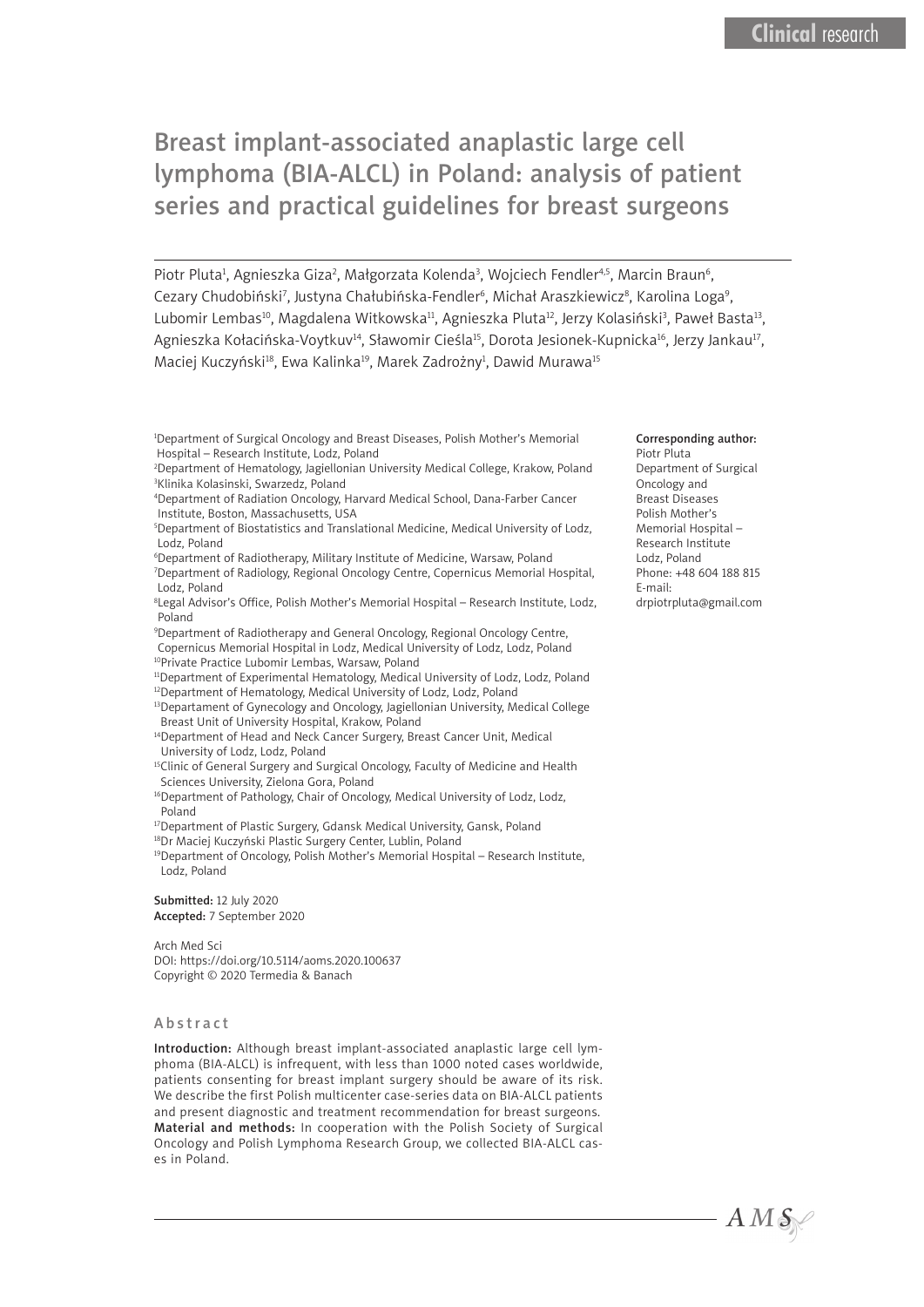Clinical research

# Breast implant-associated anaplastic large cell lymphoma (BIA-ALCL) in Poland: analysis of patient series and practical guidelines for breast surgeons

Piotr Pluta[1], Agnieszka Giza[2], Małgorzata Kolenda[3], Wojciech Fendler[4,5], Marcin Braun[6], Cezary Chudobiński[7], Justyna Chałubińska-Fendler[6], Michał Araszkiewicz[8], Karolina Loga[9], Lubomir Lembas[10], Magdalena Witkowska[11], Agnieszka Pluta[12], Jerzy Kolasiński[3], Paweł Basta[13], Agnieszka Kołacińska-Voytkuv[14], Sławomir Cieśla[15], Dorota Jesionek-Kupnicka[16], Jerzy Jankau[17], Maciej Kuczyński[18], Ewa Kalinka[19], Marek Zadrożny[1], Dawid Murawa[15]

[1]Department of Surgical Oncology and Breast Diseases, Polish Mother's Memorial Hospital – Research Institute, Lodz, Poland
[2]Department of Hematology, Jagiellonian University Medical College, Krakow, Poland
[3]Klinika Kolasinski, Swarzedz, Poland
[4]Department of Radiation Oncology, Harvard Medical School, Dana-Farber Cancer Institute, Boston, Massachusetts, USA
[5]Department of Biostatistics and Translational Medicine, Medical University of Lodz, Lodz, Poland
[6]Department of Radiotherapy, Military Institute of Medicine, Warsaw, Poland
[7]Department of Radiology, Regional Oncology Centre, Copernicus Memorial Hospital, Lodz, Poland
[8]Legal Advisor's Office, Polish Mother's Memorial Hospital – Research Institute, Lodz, Poland
[9]Department of Radiotherapy and General Oncology, Regional Oncology Centre, Copernicus Memorial Hospital in Lodz, Medical University of Lodz, Lodz, Poland
[10]Private Practice Lubomir Lembas, Warsaw, Poland
[11]Department of Experimental Hematology, Medical University of Lodz, Lodz, Poland
[12]Department of Hematology, Medical University of Lodz, Lodz, Poland
[13]Departament of Gynecology and Oncology, Jagiellonian University, Medical College Breast Unit of University Hospital, Krakow, Poland
[14]Department of Head and Neck Cancer Surgery, Breast Cancer Unit, Medical University of Lodz, Lodz, Poland
[15]Clinic of General Surgery and Surgical Oncology, Faculty of Medicine and Health Sciences University, Zielona Gora, Poland
[16]Department of Pathology, Chair of Oncology, Medical University of Lodz, Lodz, Poland
[17]Department of Plastic Surgery, Gdansk Medical University, Gansk, Poland
[18]Dr Maciej Kuczyński Plastic Surgery Center, Lublin, Poland
[19]Department of Oncology, Polish Mother's Memorial Hospital – Research Institute, Lodz, Poland

**Corresponding author:**
Piotr Pluta
Department of Surgical Oncology and Breast Diseases
Polish Mother's Memorial Hospital – Research Institute
Lodz, Poland
Phone: +48 604 188 815
E-mail: drpiotrpluta@gmail.com

**Submitted:** 12 July 2020
**Accepted:** 7 September 2020

Arch Med Sci
DOI: https://doi.org/10.5114/aoms.2020.100637
Copyright © 2020 Termedia & Banach

## Abstract

**Introduction:** Although breast implant-associated anaplastic large cell lymphoma (BIA-ALCL) is infrequent, with less than 1000 noted cases worldwide, patients consenting for breast implant surgery should be aware of its risk. We describe the first Polish multicenter case-series data on BIA-ALCL patients and present diagnostic and treatment recommendation for breast surgeons.
**Material and methods:** In cooperation with the Polish Society of Surgical Oncology and Polish Lymphoma Research Group, we collected BIA-ALCL cases in Poland.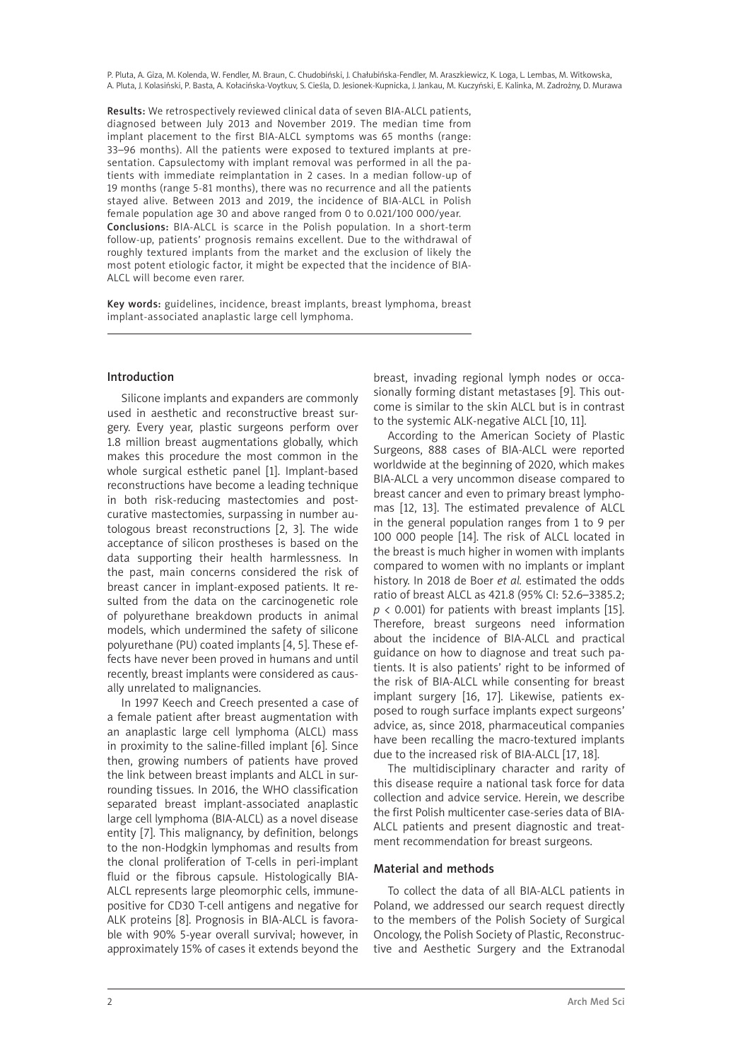**Results:** We retrospectively reviewed clinical data of seven BIA-ALCL patients, diagnosed between July 2013 and November 2019. The median time from implant placement to the first BIA-ALCL symptoms was 65 months (range: 33–96 months). All the patients were exposed to textured implants at presentation. Capsulectomy with implant removal was performed in all the patients with immediate reimplantation in 2 cases. In a median follow-up of 19 months (range 5-81 months), there was no recurrence and all the patients stayed alive. Between 2013 and 2019, the incidence of BIA-ALCL in Polish female population age 30 and above ranged from 0 to 0.021/100 000/year.

**Conclusions:** BIA-ALCL is scarce in the Polish population. In a short-term follow-up, patients' prognosis remains excellent. Due to the withdrawal of roughly textured implants from the market and the exclusion of likely the most potent etiologic factor, it might be expected that the incidence of BIA-ALCL will become even rarer.

**Key words:** guidelines, incidence, breast implants, breast lymphoma, breast implant-associated anaplastic large cell lymphoma.

## Introduction

Silicone implants and expanders are commonly used in aesthetic and reconstructive breast surgery. Every year, plastic surgeons perform over 1.8 million breast augmentations globally, which makes this procedure the most common in the whole surgical esthetic panel [1]. Implant-based reconstructions have become a leading technique in both risk-reducing mastectomies and post-curative mastectomies, surpassing in number autologous breast reconstructions [2, 3]. The wide acceptance of silicon prostheses is based on the data supporting their health harmlessness. In the past, main concerns considered the risk of breast cancer in implant-exposed patients. It resulted from the data on the carcinogenetic role of polyurethane breakdown products in animal models, which undermined the safety of silicone polyurethane (PU) coated implants [4, 5]. These effects have never been proved in humans and until recently, breast implants were considered as causally unrelated to malignancies.

In 1997 Keech and Creech presented a case of a female patient after breast augmentation with an anaplastic large cell lymphoma (ALCL) mass in proximity to the saline-filled implant [6]. Since then, growing numbers of patients have proved the link between breast implants and ALCL in surrounding tissues. In 2016, the WHO classification separated breast implant-associated anaplastic large cell lymphoma (BIA-ALCL) as a novel disease entity [7]. This malignancy, by definition, belongs to the non-Hodgkin lymphomas and results from the clonal proliferation of T-cells in peri-implant fluid or the fibrous capsule. Histologically BIA-ALCL represents large pleomorphic cells, immune-positive for CD30 T-cell antigens and negative for ALK proteins [8]. Prognosis in BIA-ALCL is favorable with 90% 5-year overall survival; however, in approximately 15% of cases it extends beyond the breast, invading regional lymph nodes or occasionally forming distant metastases [9]. This outcome is similar to the skin ALCL but is in contrast to the systemic ALK-negative ALCL [10, 11].

According to the American Society of Plastic Surgeons, 888 cases of BIA-ALCL were reported worldwide at the beginning of 2020, which makes BIA-ALCL a very uncommon disease compared to breast cancer and even to primary breast lymphomas [12, 13]. The estimated prevalence of ALCL in the general population ranges from 1 to 9 per 100 000 people [14]. The risk of ALCL located in the breast is much higher in women with implants compared to women with no implants or implant history. In 2018 de Boer *et al.* estimated the odds ratio of breast ALCL as 421.8 (95% CI: 52.6–3385.2; $p < 0.001$) for patients with breast implants [15]. Therefore, breast surgeons need information about the incidence of BIA-ALCL and practical guidance on how to diagnose and treat such patients. It is also patients' right to be informed of the risk of BIA-ALCL while consenting for breast implant surgery [16, 17]. Likewise, patients exposed to rough surface implants expect surgeons' advice, as, since 2018, pharmaceutical companies have been recalling the macro-textured implants due to the increased risk of BIA-ALCL [17, 18].

The multidisciplinary character and rarity of this disease require a national task force for data collection and advice service. Herein, we describe the first Polish multicenter case-series data of BIA-ALCL patients and present diagnostic and treatment recommendation for breast surgeons.

## Material and methods

To collect the data of all BIA-ALCL patients in Poland, we addressed our search request directly to the members of the Polish Society of Surgical Oncology, the Polish Society of Plastic, Reconstructive and Aesthetic Surgery and the Extranodal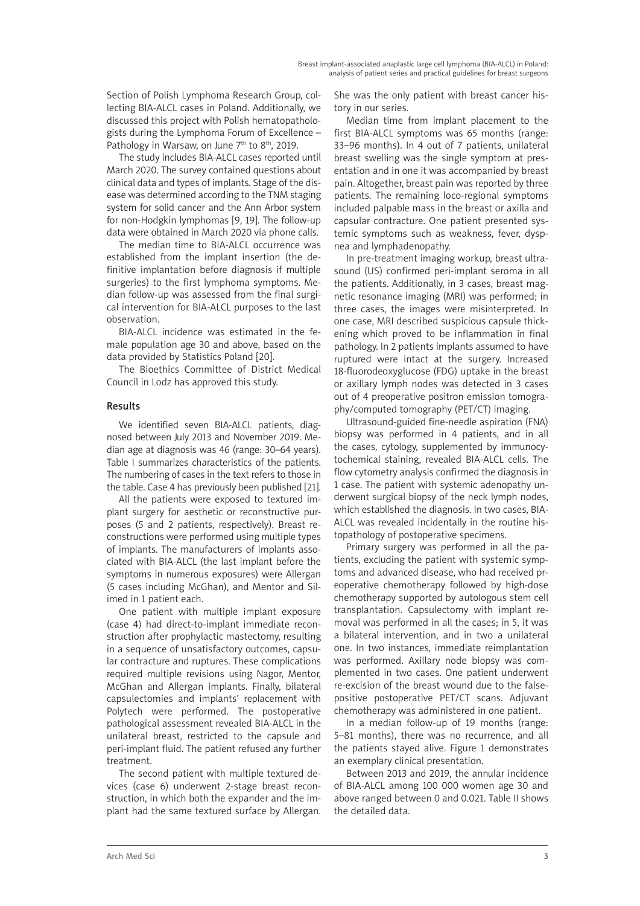Section of Polish Lymphoma Research Group, collecting BIA-ALCL cases in Poland. Additionally, we discussed this project with Polish hematopathologists during the Lymphoma Forum of Excellence – Pathology in Warsaw, on June 7th to 8th, 2019.

The study includes BIA-ALCL cases reported until March 2020. The survey contained questions about clinical data and types of implants. Stage of the disease was determined according to the TNM staging system for solid cancer and the Ann Arbor system for non-Hodgkin lymphomas [9, 19]. The follow-up data were obtained in March 2020 via phone calls.

The median time to BIA-ALCL occurrence was established from the implant insertion (the definitive implantation before diagnosis if multiple surgeries) to the first lymphoma symptoms. Median follow-up was assessed from the final surgical intervention for BIA-ALCL purposes to the last observation.

BIA-ALCL incidence was estimated in the female population age 30 and above, based on the data provided by Statistics Poland [20].

The Bioethics Committee of District Medical Council in Lodz has approved this study.

## Results

We identified seven BIA-ALCL patients, diagnosed between July 2013 and November 2019. Median age at diagnosis was 46 (range: 30–64 years). Table I summarizes characteristics of the patients. The numbering of cases in the text refers to those in the table. Case 4 has previously been published [21].

All the patients were exposed to textured implant surgery for aesthetic or reconstructive purposes (5 and 2 patients, respectively). Breast reconstructions were performed using multiple types of implants. The manufacturers of implants associated with BIA-ALCL (the last implant before the symptoms in numerous exposures) were Allergan (5 cases including McGhan), and Mentor and Silimed in 1 patient each.

One patient with multiple implant exposure (case 4) had direct-to-implant immediate reconstruction after prophylactic mastectomy, resulting in a sequence of unsatisfactory outcomes, capsular contracture and ruptures. These complications required multiple revisions using Nagor, Mentor, McGhan and Allergan implants. Finally, bilateral capsulectomies and implants' replacement with Polytech were performed. The postoperative pathological assessment revealed BIA-ALCL in the unilateral breast, restricted to the capsule and peri-implant fluid. The patient refused any further treatment.

The second patient with multiple textured devices (case 6) underwent 2-stage breast reconstruction, in which both the expander and the implant had the same textured surface by Allergan. She was the only patient with breast cancer history in our series.

Median time from implant placement to the first BIA-ALCL symptoms was 65 months (range: 33–96 months). In 4 out of 7 patients, unilateral breast swelling was the single symptom at presentation and in one it was accompanied by breast pain. Altogether, breast pain was reported by three patients. The remaining loco-regional symptoms included palpable mass in the breast or axilla and capsular contracture. One patient presented systemic symptoms such as weakness, fever, dyspnea and lymphadenopathy.

In pre-treatment imaging workup, breast ultrasound (US) confirmed peri-implant seroma in all the patients. Additionally, in 3 cases, breast magnetic resonance imaging (MRI) was performed; in three cases, the images were misinterpreted. In one case, MRI described suspicious capsule thickening which proved to be inflammation in final pathology. In 2 patients implants assumed to have ruptured were intact at the surgery. Increased 18-fluorodeoxyglucose (FDG) uptake in the breast or axillary lymph nodes was detected in 3 cases out of 4 preoperative positron emission tomography/computed tomography (PET/CT) imaging.

Ultrasound-guided fine-needle aspiration (FNA) biopsy was performed in 4 patients, and in all the cases, cytology, supplemented by immunocytochemical staining, revealed BIA-ALCL cells. The flow cytometry analysis confirmed the diagnosis in 1 case. The patient with systemic adenopathy underwent surgical biopsy of the neck lymph nodes, which established the diagnosis. In two cases, BIA-ALCL was revealed incidentally in the routine histopathology of postoperative specimens.

Primary surgery was performed in all the patients, excluding the patient with systemic symptoms and advanced disease, who had received preoperative chemotherapy followed by high-dose chemotherapy supported by autologous stem cell transplantation. Capsulectomy with implant removal was performed in all the cases; in 5, it was a bilateral intervention, and in two a unilateral one. In two instances, immediate reimplantation was performed. Axillary node biopsy was complemented in two cases. One patient underwent re-excision of the breast wound due to the false-positive postoperative PET/CT scans. Adjuvant chemotherapy was administered in one patient.

In a median follow-up of 19 months (range: 5–81 months), there was no recurrence, and all the patients stayed alive. Figure 1 demonstrates an exemplary clinical presentation.

Between 2013 and 2019, the annular incidence of BIA-ALCL among 100 000 women age 30 and above ranged between 0 and 0.021. Table II shows the detailed data.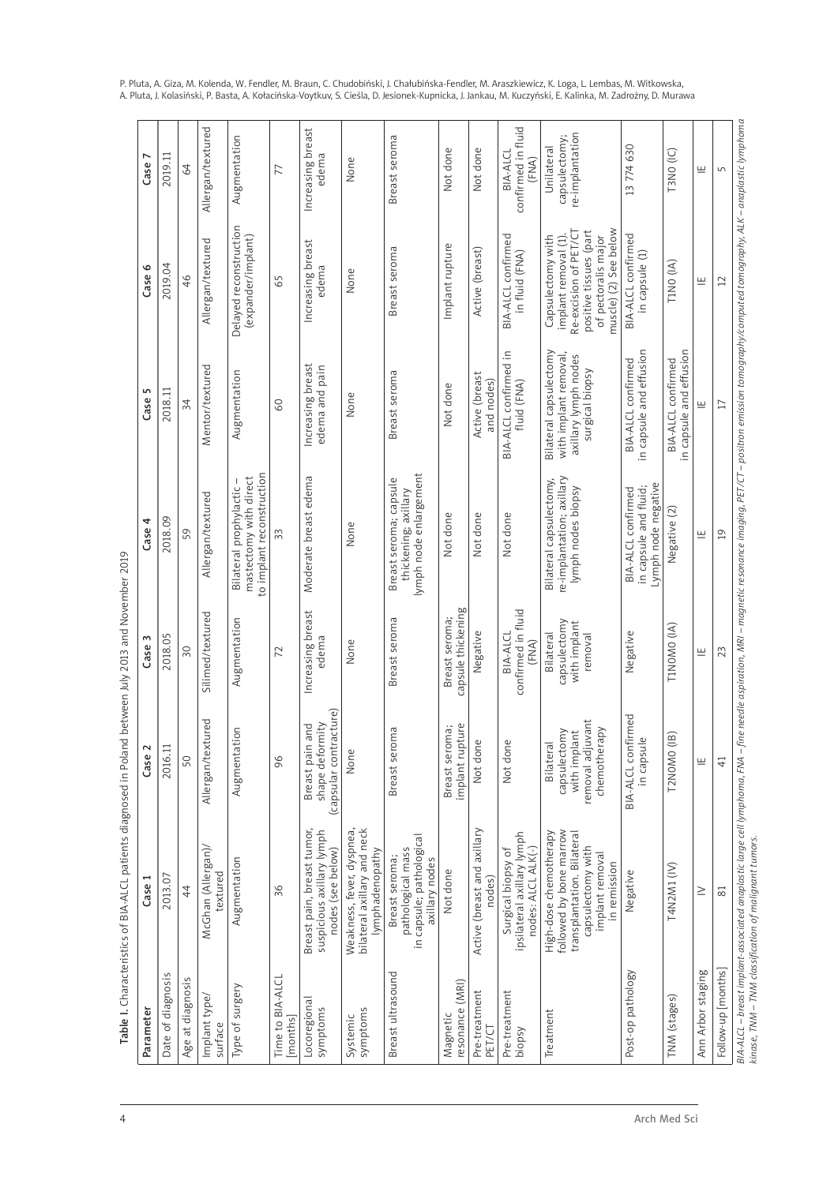**Table I.** Characteristics of BIA-ALCL patients diagnosed in Poland between July 2013 and November 2019

| Parameter | Case 1 | Case 2 | Case 3 | Case 4 | Case 5 | Case 6 | Case 7 |
|---|---|---|---|---|---|---|---|
| Date of diagnosis | 2013.07 | 2016.11 | 2018.05 | 2018.09 | 2018.11 | 2019.04 | 2019.11 |
| Age at diagnosis | 44 | 50 | 30 | 59 | 34 | 46 | 64 |
| Implant type/ surface | McGhan (Allergan)/ textured | Allergan/textured | Silimed/textured | Allergan/textured | Mentor/textured | Allergan/textured | Allergan/textured |
| Type of surgery | Augmentation | Augmentation | Augmentation | Bilateral prophylactic – mastectomy with direct to implant reconstruction | Augmentation | Delayed reconstruction (expander/implant) | Augmentation |
| Time to BIA-ALCL [months] | 36 | 96 | 72 | 33 | 60 | 65 | 77 |
| Locoregional symptoms | Breast pain, breast tumor, suspicious axillary lymph nodes (see below) | Breast pain and shape deformity (capsular contracture) | Increasing breast edema | Moderate breast edema | Increasing breast edema and pain | Increasing breast edema | Increasing breast edema |
| Systemic symptoms | Weakness, fever, dyspnea, bilateral axillary and neck lymphadenopathy | None | None | None | None | None | None |
| Breast ultrasound | Breast seroma; pathological mass in capsule; pathological axillary nodes | Breast seroma | Breast seroma | Breast seroma; capsule thickening; axillary lymph node enlargement | Breast seroma | Breast seroma | Breast seroma |
| Magnetic resonance (MRI) | Not done | Breast seroma; implant rupture | Breast seroma; capsule thickening | Not done | Not done | Implant rupture | Not done |
| Pre-treatment PET/CT | Active (breast and axillary nodes) | Not done | Negative | Not done | Active (breast and nodes) | Active (breast) | Not done |
| Pre-treatment biopsy | Surgical biopsy of ipsilateral axillary lymph nodes: ALCL ALK(-) | Not done | BIA-ALCL confirmed in fluid (FNA) | Not done | BIA-ALCL confirmed in fluid (FNA) | BIA-ALCL confirmed in fluid (FNA) | BIA-ALCL confirmed in fluid (FNA) |
| Treatment | High-dose chemotherapy followed by bone marrow transplantation. Bilateral capsulectomy with implant removal in remission | Bilateral capsulectomy with implant removal adjuvant chemotherapy | Bilateral capsulectomy with implant removal | Bilateral capsulectomy, re-implantation; axillary lymph nodes biopsy | Bilateral capsulectomy with implant removal, axillary lymph nodes surgical biopsy | Capsulectomy with implant removal (1). Re-excision of PET/CT positive tissues (part of pectoralis major muscle) (2) See below | Unilateral capsulectomy; re-implantation |
| Post-op pathology | Negative | BIA-ALCL confirmed in capsule | Negative | BIA-ALCL confirmed in capsule and fluid; Lymph node negative | BIA-ALCL confirmed in capsule and effusion | BIA-ALCL confirmed in capsule (1) | 13 774 630 |
| TNM (stages) | T4N2M1 (IV) | T2N0M0 (IB) | T1N0M0 (IA) | Negative (2) | BIA-ALCL confirmed in capsule and effusion | T1N0 (IA) | T3N0 (IC) |
| Ann Arbor staging | V | IE | IE | IE | IE | IE | IE |
| Follow-up [months] | 81 | 41 | 23 | 19 | 17 | 12 | 5 |

*BIA-ALCL – breast implant-associated anaplastic large cell lymphoma, FNA – fine needle aspiration, MRI – magnetic resonance imaging, PET/CT – positron emission tomography/computed tomography, ALK – anaplastic lymphoma kinase, TNM – TNM classification of malignant tumors.*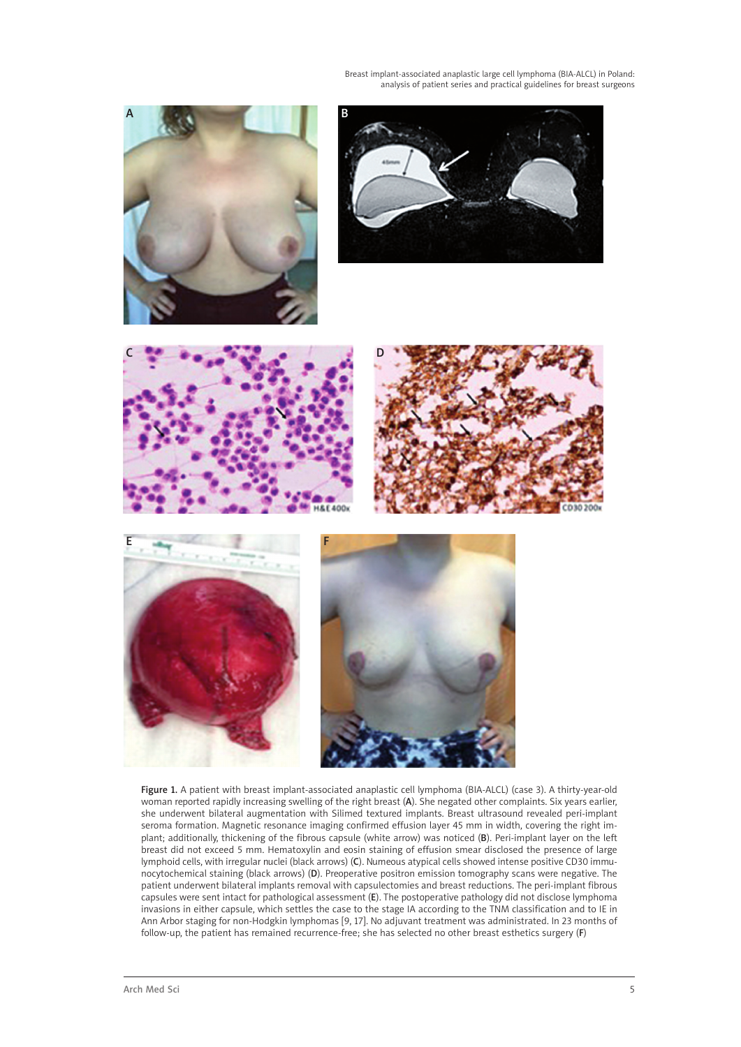Figure 1. A patient with breast implant-associated anaplastic cell lymphoma (BIA-ALCL) (case 3). A thirty-year-old woman reported rapidly increasing swelling of the right breast (**A**). She negated other complaints. Six years earlier, she underwent bilateral augmentation with Silimed textured implants. Breast ultrasound revealed peri-implant seroma formation. Magnetic resonance imaging confirmed effusion layer 45 mm in width, covering the right implant; additionally, thickening of the fibrous capsule (white arrow) was noticed (**B**). Peri-implant layer on the left breast did not exceed 5 mm. Hematoxylin and eosin staining of effusion smear disclosed the presence of large lymphoid cells, with irregular nuclei (black arrows) (**C**). Numeous atypical cells showed intense positive CD30 immunocytochemical staining (black arrows) (**D**). Preoperative positron emission tomography scans were negative. The patient underwent bilateral implants removal with capsulectomies and breast reductions. The peri-implant fibrous capsules were sent intact for pathological assessment (**E**). The postoperative pathology did not disclose lymphoma invasions in either capsule, which settles the case to the stage IA according to the TNM classification and to IE in Ann Arbor staging for non-Hodgkin lymphomas [9, 17]. No adjuvant treatment was administrated. In 23 months of follow-up, the patient has remained recurrence-free; she has selected no other breast esthetics surgery (**F**)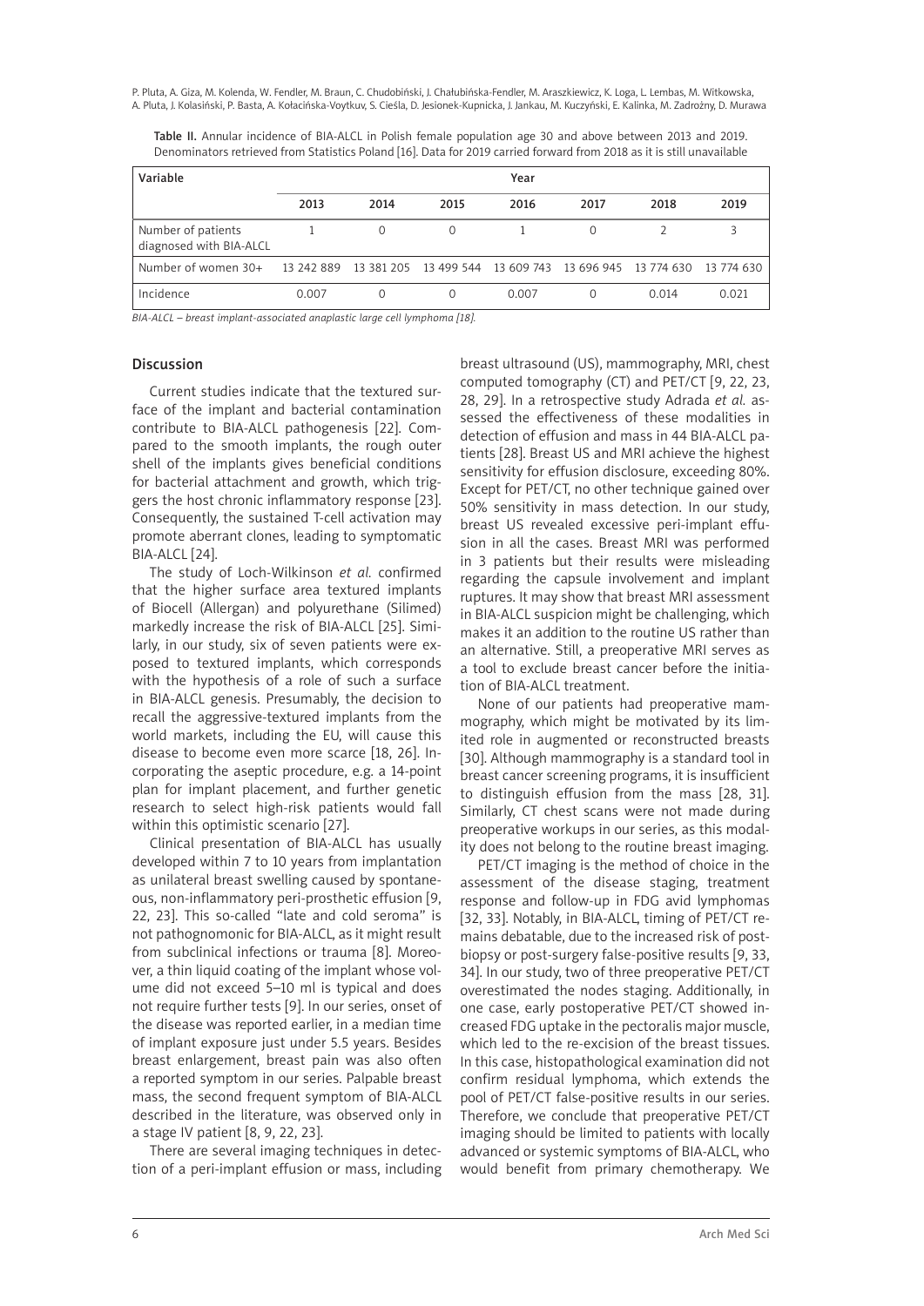Table II. Annular incidence of BIA-ALCL in Polish female population age 30 and above between 2013 and 2019. Denominators retrieved from Statistics Poland [16]. Data for 2019 carried forward from 2018 as it is still unavailable

| Variable | Year | | | | | | |
|---|---|---|---|---|---|---|---|
| | 2013 | 2014 | 2015 | 2016 | 2017 | 2018 | 2019 |
| Number of patients diagnosed with BIA-ALCL | 1 | 0 | 0 | 1 | 0 | 2 | 3 |
| Number of women 30+ | 13 242 889 | 13 381 205 | 13 499 544 | 13 609 743 | 13 696 945 | 13 774 630 | 13 774 630 |
| Incidence | 0.007 | 0 | 0 | 0.007 | 0 | 0.014 | 0.021 |

*BIA-ALCL – breast implant-associated anaplastic large cell lymphoma [18].*

## Discussion

Current studies indicate that the textured surface of the implant and bacterial contamination contribute to BIA-ALCL pathogenesis [22]. Compared to the smooth implants, the rough outer shell of the implants gives beneficial conditions for bacterial attachment and growth, which triggers the host chronic inflammatory response [23]. Consequently, the sustained T-cell activation may promote aberrant clones, leading to symptomatic BIA-ALCL [24].

The study of Loch-Wilkinson *et al.* confirmed that the higher surface area textured implants of Biocell (Allergan) and polyurethane (Silimed) markedly increase the risk of BIA-ALCL [25]. Similarly, in our study, six of seven patients were exposed to textured implants, which corresponds with the hypothesis of a role of such a surface in BIA-ALCL genesis. Presumably, the decision to recall the aggressive-textured implants from the world markets, including the EU, will cause this disease to become even more scarce [18, 26]. Incorporating the aseptic procedure, e.g. a 14-point plan for implant placement, and further genetic research to select high-risk patients would fall within this optimistic scenario [27].

Clinical presentation of BIA-ALCL has usually developed within 7 to 10 years from implantation as unilateral breast swelling caused by spontaneous, non-inflammatory peri-prosthetic effusion [9, 22, 23]. This so-called "late and cold seroma" is not pathognomonic for BIA-ALCL, as it might result from subclinical infections or trauma [8]. Moreover, a thin liquid coating of the implant whose volume did not exceed 5–10 ml is typical and does not require further tests [9]. In our series, onset of the disease was reported earlier, in a median time of implant exposure just under 5.5 years. Besides breast enlargement, breast pain was also often a reported symptom in our series. Palpable breast mass, the second frequent symptom of BIA-ALCL described in the literature, was observed only in a stage IV patient [8, 9, 22, 23].

There are several imaging techniques in detection of a peri-implant effusion or mass, including breast ultrasound (US), mammography, MRI, chest computed tomography (CT) and PET/CT [9, 22, 23, 28, 29]. In a retrospective study Adrada *et al.* assessed the effectiveness of these modalities in detection of effusion and mass in 44 BIA-ALCL patients [28]. Breast US and MRI achieve the highest sensitivity for effusion disclosure, exceeding 80%. Except for PET/CT, no other technique gained over 50% sensitivity in mass detection. In our study, breast US revealed excessive peri-implant effusion in all the cases. Breast MRI was performed in 3 patients but their results were misleading regarding the capsule involvement and implant ruptures. It may show that breast MRI assessment in BIA-ALCL suspicion might be challenging, which makes it an addition to the routine US rather than an alternative. Still, a preoperative MRI serves as a tool to exclude breast cancer before the initiation of BIA-ALCL treatment.

None of our patients had preoperative mammography, which might be motivated by its limited role in augmented or reconstructed breasts [30]. Although mammography is a standard tool in breast cancer screening programs, it is insufficient to distinguish effusion from the mass [28, 31]. Similarly, CT chest scans were not made during preoperative workups in our series, as this modality does not belong to the routine breast imaging.

PET/CT imaging is the method of choice in the assessment of the disease staging, treatment response and follow-up in FDG avid lymphomas [32, 33]. Notably, in BIA-ALCL, timing of PET/CT remains debatable, due to the increased risk of post-biopsy or post-surgery false-positive results [9, 33, 34]. In our study, two of three preoperative PET/CT overestimated the nodes staging. Additionally, in one case, early postoperative PET/CT showed increased FDG uptake in the pectoralis major muscle, which led to the re-excision of the breast tissues. In this case, histopathological examination did not confirm residual lymphoma, which extends the pool of PET/CT false-positive results in our series. Therefore, we conclude that preoperative PET/CT imaging should be limited to patients with locally advanced or systemic symptoms of BIA-ALCL, who would benefit from primary chemotherapy. We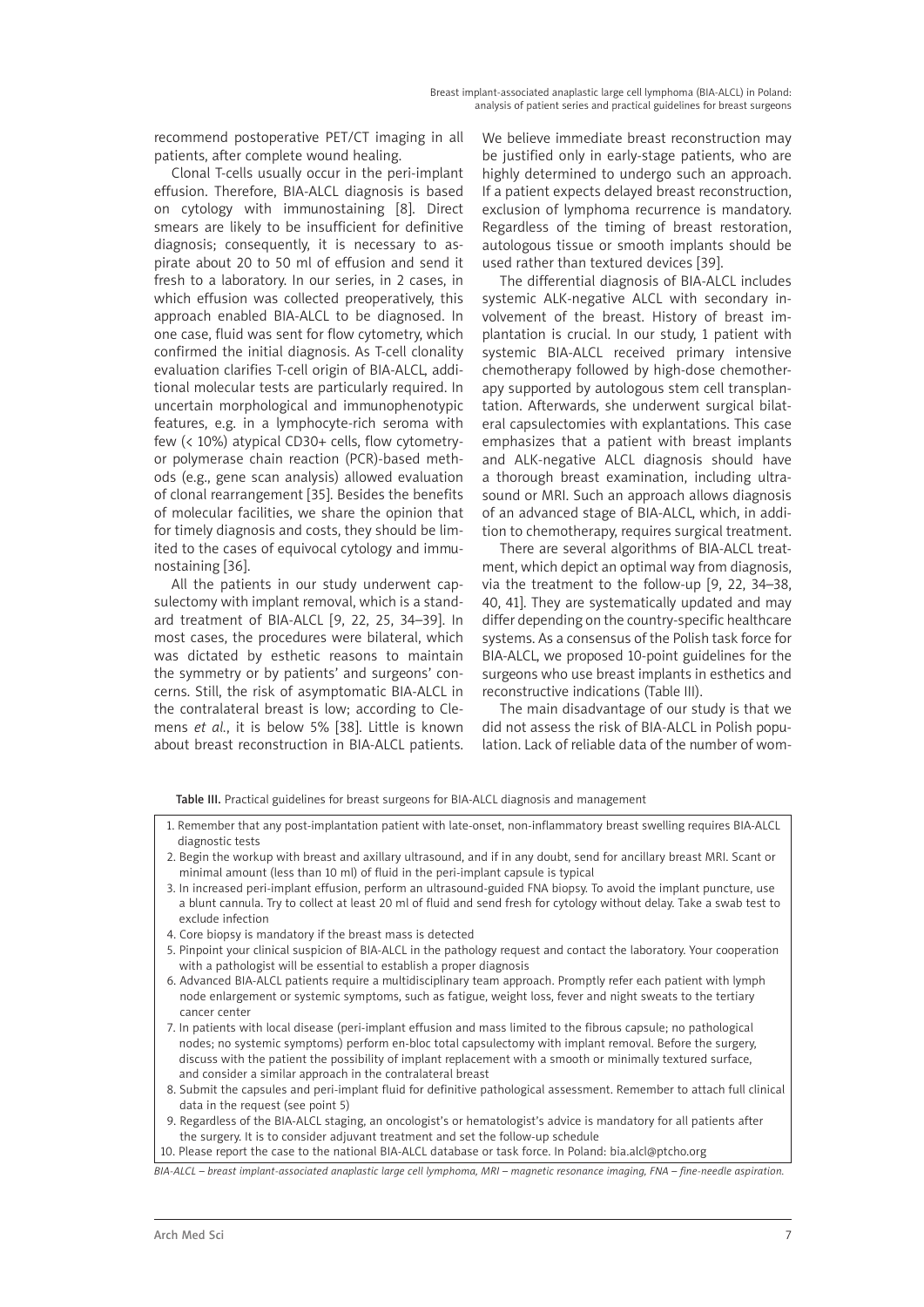recommend postoperative PET/CT imaging in all patients, after complete wound healing.

Clonal T-cells usually occur in the peri-implant effusion. Therefore, BIA-ALCL diagnosis is based on cytology with immunostaining [8]. Direct smears are likely to be insufficient for definitive diagnosis; consequently, it is necessary to aspirate about 20 to 50 ml of effusion and send it fresh to a laboratory. In our series, in 2 cases, in which effusion was collected preoperatively, this approach enabled BIA-ALCL to be diagnosed. In one case, fluid was sent for flow cytometry, which confirmed the initial diagnosis. As T-cell clonality evaluation clarifies T-cell origin of BIA-ALCL, additional molecular tests are particularly required. In uncertain morphological and immunophenotypic features, e.g. in a lymphocyte-rich seroma with few (< 10%) atypical CD30+ cells, flow cytometry- or polymerase chain reaction (PCR)-based methods (e.g., gene scan analysis) allowed evaluation of clonal rearrangement [35]. Besides the benefits of molecular facilities, we share the opinion that for timely diagnosis and costs, they should be limited to the cases of equivocal cytology and immunostaining [36].

All the patients in our study underwent capsulectomy with implant removal, which is a standard treatment of BIA-ALCL [9, 22, 25, 34–39]. In most cases, the procedures were bilateral, which was dictated by esthetic reasons to maintain the symmetry or by patients' and surgeons' concerns. Still, the risk of asymptomatic BIA-ALCL in the contralateral breast is low; according to Clemens *et al.*, it is below 5% [38]. Little is known about breast reconstruction in BIA-ALCL patients. We believe immediate breast reconstruction may be justified only in early-stage patients, who are highly determined to undergo such an approach. If a patient expects delayed breast reconstruction, exclusion of lymphoma recurrence is mandatory. Regardless of the timing of breast restoration, autologous tissue or smooth implants should be used rather than textured devices [39].

The differential diagnosis of BIA-ALCL includes systemic ALK-negative ALCL with secondary involvement of the breast. History of breast implantation is crucial. In our study, 1 patient with systemic BIA-ALCL received primary intensive chemotherapy followed by high-dose chemotherapy supported by autologous stem cell transplantation. Afterwards, she underwent surgical bilateral capsulectomies with explantations. This case emphasizes that a patient with breast implants and ALK-negative ALCL diagnosis should have a thorough breast examination, including ultrasound or MRI. Such an approach allows diagnosis of an advanced stage of BIA-ALCL, which, in addition to chemotherapy, requires surgical treatment.

There are several algorithms of BIA-ALCL treatment, which depict an optimal way from diagnosis, via the treatment to the follow-up [9, 22, 34–38, 40, 41]. They are systematically updated and may differ depending on the country-specific healthcare systems. As a consensus of the Polish task force for BIA-ALCL, we proposed 10-point guidelines for the surgeons who use breast implants in esthetics and reconstructive indications (Table III).

The main disadvantage of our study is that we did not assess the risk of BIA-ALCL in Polish population. Lack of reliable data of the number of wom-

**Table III.** Practical guidelines for breast surgeons for BIA-ALCL diagnosis and management

| Practical guidelines |
|---|
| 1. Remember that any post-implantation patient with late-onset, non-inflammatory breast swelling requires BIA-ALCL diagnostic tests |
| 2. Begin the workup with breast and axillary ultrasound, and if in any doubt, send for ancillary breast MRI. Scant or minimal amount (less than 10 ml) of fluid in the peri-implant capsule is typical |
| 3. In increased peri-implant effusion, perform an ultrasound-guided FNA biopsy. To avoid the implant puncture, use a blunt cannula. Try to collect at least 20 ml of fluid and send fresh for cytology without delay. Take a swab test to exclude infection |
| 4. Core biopsy is mandatory if the breast mass is detected |
| 5. Pinpoint your clinical suspicion of BIA-ALCL in the pathology request and contact the laboratory. Your cooperation with a pathologist will be essential to establish a proper diagnosis |
| 6. Advanced BIA-ALCL patients require a multidisciplinary team approach. Promptly refer each patient with lymph node enlargement or systemic symptoms, such as fatigue, weight loss, fever and night sweats to the tertiary cancer center |
| 7. In patients with local disease (peri-implant effusion and mass limited to the fibrous capsule; no pathological nodes; no systemic symptoms) perform en-bloc total capsulectomy with implant removal. Before the surgery, discuss with the patient the possibility of implant replacement with a smooth or minimally textured surface, and consider a similar approach in the contralateral breast |
| 8. Submit the capsules and peri-implant fluid for definitive pathological assessment. Remember to attach full clinical data in the request (see point 5) |
| 9. Regardless of the BIA-ALCL staging, an oncologist's or hematologist's advice is mandatory for all patients after the surgery. It is to consider adjuvant treatment and set the follow-up schedule |
| 10. Please report the case to the national BIA-ALCL database or task force. In Poland: bia.alcl@ptcho.org |

*BIA-ALCL – breast implant-associated anaplastic large cell lymphoma, MRI – magnetic resonance imaging, FNA – fine-needle aspiration.*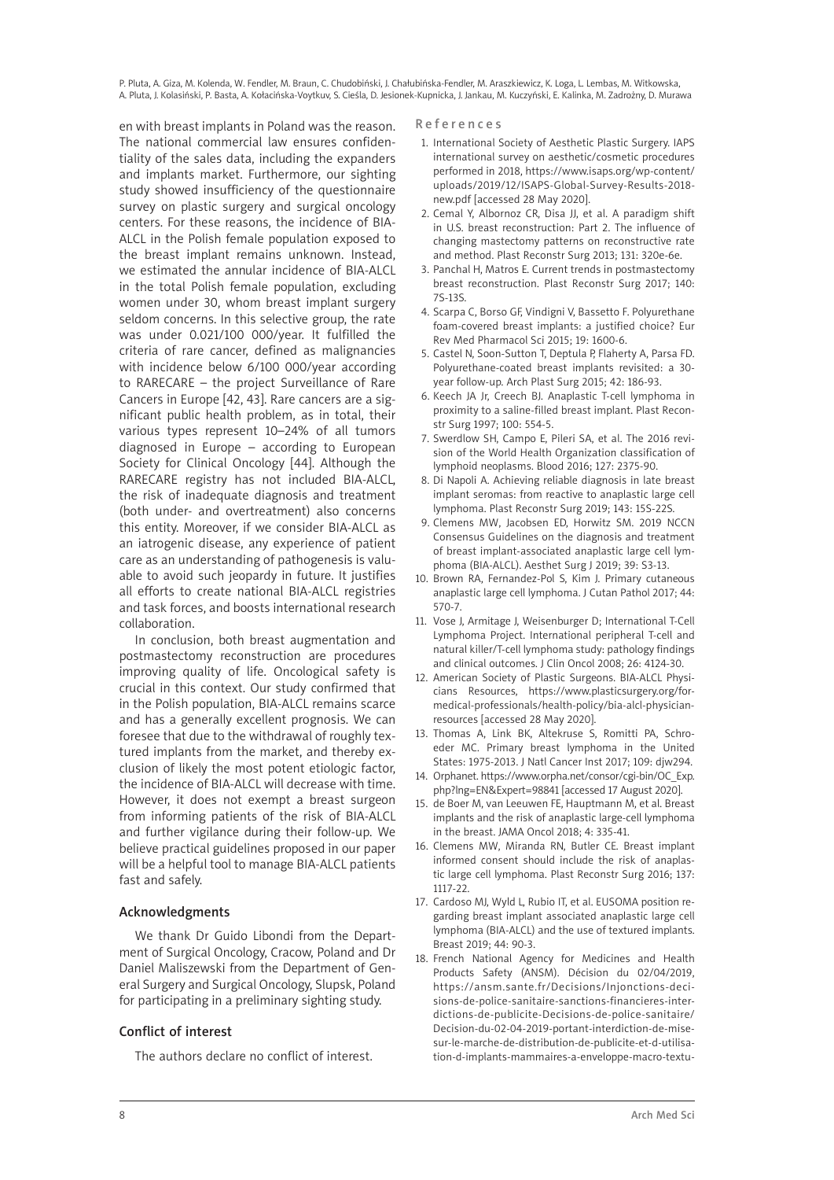en with breast implants in Poland was the reason. The national commercial law ensures confidentiality of the sales data, including the expanders and implants market. Furthermore, our sighting study showed insufficiency of the questionnaire survey on plastic surgery and surgical oncology centers. For these reasons, the incidence of BIA-ALCL in the Polish female population exposed to the breast implant remains unknown. Instead, we estimated the annular incidence of BIA-ALCL in the total Polish female population, excluding women under 30, whom breast implant surgery seldom concerns. In this selective group, the rate was under 0.021/100 000/year. It fulfilled the criteria of rare cancer, defined as malignancies with incidence below 6/100 000/year according to RARECARE – the project Surveillance of Rare Cancers in Europe [42, 43]. Rare cancers are a significant public health problem, as in total, their various types represent 10–24% of all tumors diagnosed in Europe – according to European Society for Clinical Oncology [44]. Although the RARECARE registry has not included BIA-ALCL, the risk of inadequate diagnosis and treatment (both under- and overtreatment) also concerns this entity. Moreover, if we consider BIA-ALCL as an iatrogenic disease, any experience of patient care as an understanding of pathogenesis is valuable to avoid such jeopardy in future. It justifies all efforts to create national BIA-ALCL registries and task forces, and boosts international research collaboration.

In conclusion, both breast augmentation and postmastectomy reconstruction are procedures improving quality of life. Oncological safety is crucial in this context. Our study confirmed that in the Polish population, BIA-ALCL remains scarce and has a generally excellent prognosis. We can foresee that due to the withdrawal of roughly textured implants from the market, and thereby exclusion of likely the most potent etiologic factor, the incidence of BIA-ALCL will decrease with time. However, it does not exempt a breast surgeon from informing patients of the risk of BIA-ALCL and further vigilance during their follow-up. We believe practical guidelines proposed in our paper will be a helpful tool to manage BIA-ALCL patients fast and safely.

## Acknowledgments

We thank Dr Guido Libondi from the Department of Surgical Oncology, Cracow, Poland and Dr Daniel Maliszewski from the Department of General Surgery and Surgical Oncology, Slupsk, Poland for participating in a preliminary sighting study.

## Conflict of interest

The authors declare no conflict of interest.

## References

1. International Society of Aesthetic Plastic Surgery. IAPS international survey on aesthetic/cosmetic procedures performed in 2018, https://www.isaps.org/wp-content/uploads/2019/12/ISAPS-Global-Survey-Results-2018-new.pdf [accessed 28 May 2020].
2. Cemal Y, Albornoz CR, Disa JJ, et al. A paradigm shift in U.S. breast reconstruction: Part 2. The influence of changing mastectomy patterns on reconstructive rate and method. Plast Reconstr Surg 2013; 131: 320e-6e.
3. Panchal H, Matros E. Current trends in postmastectomy breast reconstruction. Plast Reconstr Surg 2017; 140: 7S-13S.
4. Scarpa C, Borso GF, Vindigni V, Bassetto F. Polyurethane foam-covered breast implants: a justified choice? Eur Rev Med Pharmacol Sci 2015; 19: 1600-6.
5. Castel N, Soon-Sutton T, Deptula P, Flaherty A, Parsa FD. Polyurethane-coated breast implants revisited: a 30-year follow-up. Arch Plast Surg 2015; 42: 186-93.
6. Keech JA Jr, Creech BJ. Anaplastic T-cell lymphoma in proximity to a saline-filled breast implant. Plast Reconstr Surg 1997; 100: 554-5.
7. Swerdlow SH, Campo E, Pileri SA, et al. The 2016 revision of the World Health Organization classification of lymphoid neoplasms. Blood 2016; 127: 2375-90.
8. Di Napoli A. Achieving reliable diagnosis in late breast implant seromas: from reactive to anaplastic large cell lymphoma. Plast Reconstr Surg 2019; 143: 15S-22S.
9. Clemens MW, Jacobsen ED, Horwitz SM. 2019 NCCN Consensus Guidelines on the diagnosis and treatment of breast implant-associated anaplastic large cell lymphoma (BIA-ALCL). Aesthet Surg J 2019; 39: S3-13.
10. Brown RA, Fernandez-Pol S, Kim J. Primary cutaneous anaplastic large cell lymphoma. J Cutan Pathol 2017; 44: 570-7.
11. Vose J, Armitage J, Weisenburger D; International T-Cell Lymphoma Project. International peripheral T-cell and natural killer/T-cell lymphoma study: pathology findings and clinical outcomes. J Clin Oncol 2008; 26: 4124-30.
12. American Society of Plastic Surgeons. BIA-ALCL Physicians Resources, https://www.plasticsurgery.org/for-medical-professionals/health-policy/bia-alcl-physician-resources [accessed 28 May 2020].
13. Thomas A, Link BK, Altekruse S, Romitti PA, Schroeder MC. Primary breast lymphoma in the United States: 1975-2013. J Natl Cancer Inst 2017; 109: djw294.
14. Orphanet. https://www.orpha.net/consor/cgi-bin/OC_Exp.php?lng=EN&Expert=98841 [accessed 17 August 2020].
15. de Boer M, van Leeuwen FE, Hauptmann M, et al. Breast implants and the risk of anaplastic large-cell lymphoma in the breast. JAMA Oncol 2018; 4: 335-41.
16. Clemens MW, Miranda RN, Butler CE. Breast implant informed consent should include the risk of anaplastic large cell lymphoma. Plast Reconstr Surg 2016; 137: 1117-22.
17. Cardoso MJ, Wyld L, Rubio IT, et al. EUSOMA position regarding breast implant associated anaplastic large cell lymphoma (BIA-ALCL) and the use of textured implants. Breast 2019; 44: 90-3.
18. French National Agency for Medicines and Health Products Safety (ANSM). Décision du 02/04/2019, https://ansm.sante.fr/Decisions/Injonctions-decisions-de-police-sanitaire-sanctions-financieres-interdictions-de-publicite-Decisions-de-police-sanitaire/Decision-du-02-04-2019-portant-interdiction-de-mise-sur-le-marche-de-distribution-de-publicite-et-d-utilisation-d-implants-mammaires-a-enveloppe-macro-textu-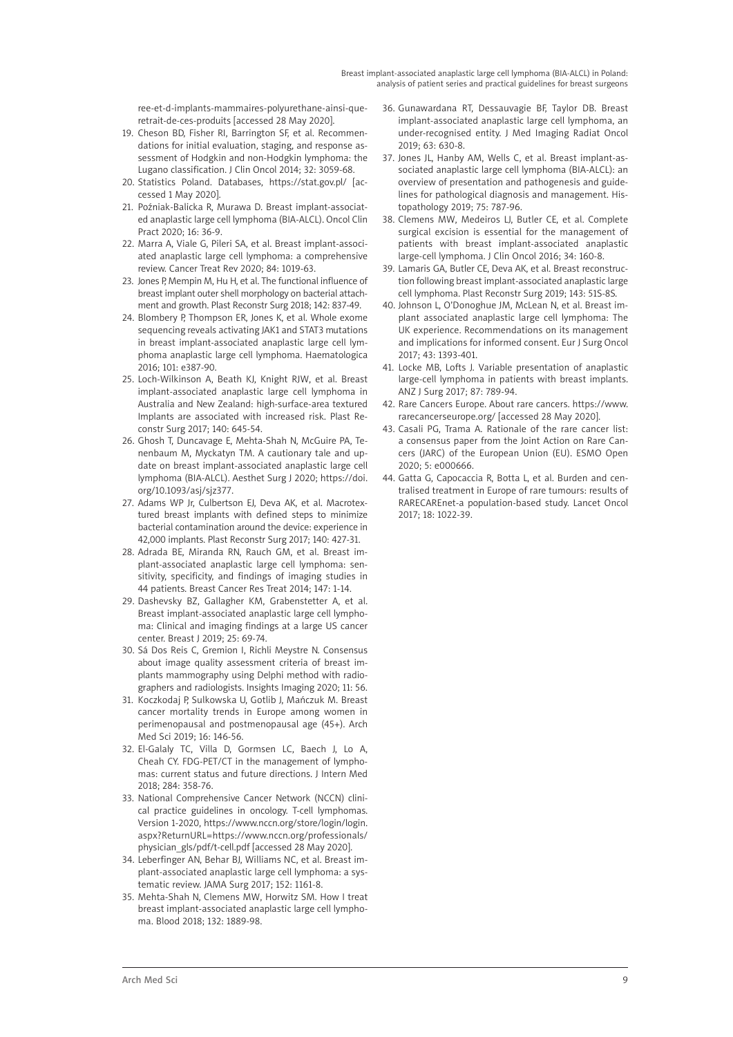ree-et-d-implants-mammaires-polyurethane-ainsi-que-retrait-de-ces-produits [accessed 28 May 2020].

19. Cheson BD, Fisher RI, Barrington SF, et al. Recommendations for initial evaluation, staging, and response assessment of Hodgkin and non-Hodgkin lymphoma: the Lugano classification. J Clin Oncol 2014; 32: 3059-68.
20. Statistics Poland. Databases, https://stat.gov.pl/ [accessed 1 May 2020].
21. Poźniak-Balicka R, Murawa D. Breast implant-associated anaplastic large cell lymphoma (BIA-ALCL). Oncol Clin Pract 2020; 16: 36-9.
22. Marra A, Viale G, Pileri SA, et al. Breast implant-associated anaplastic large cell lymphoma: a comprehensive review. Cancer Treat Rev 2020; 84: 1019-63.
23. Jones P, Mempin M, Hu H, et al. The functional influence of breast implant outer shell morphology on bacterial attachment and growth. Plast Reconstr Surg 2018; 142: 837-49.
24. Blombery P, Thompson ER, Jones K, et al. Whole exome sequencing reveals activating JAK1 and STAT3 mutations in breast implant-associated anaplastic large cell lymphoma anaplastic large cell lymphoma. Haematologica 2016; 101: e387-90.
25. Loch-Wilkinson A, Beath KJ, Knight RJW, et al. Breast implant-associated anaplastic large cell lymphoma in Australia and New Zealand: high-surface-area textured Implants are associated with increased risk. Plast Reconstr Surg 2017; 140: 645-54.
26. Ghosh T, Duncavage E, Mehta-Shah N, McGuire PA, Tenenbaum M, Myckatyn TM. A cautionary tale and update on breast implant-associated anaplastic large cell lymphoma (BIA-ALCL). Aesthet Surg J 2020; https://doi.org/10.1093/asj/sjz377.
27. Adams WP Jr, Culbertson EJ, Deva AK, et al. Macrotextured breast implants with defined steps to minimize bacterial contamination around the device: experience in 42,000 implants. Plast Reconstr Surg 2017; 140: 427-31.
28. Adrada BE, Miranda RN, Rauch GM, et al. Breast implant-associated anaplastic large cell lymphoma: sensitivity, specificity, and findings of imaging studies in 44 patients. Breast Cancer Res Treat 2014; 147: 1-14.
29. Dashevsky BZ, Gallagher KM, Grabenstetter A, et al. Breast implant-associated anaplastic large cell lymphoma: Clinical and imaging findings at a large US cancer center. Breast J 2019; 25: 69-74.
30. Sá Dos Reis C, Gremion I, Richli Meystre N. Consensus about image quality assessment criteria of breast implants mammography using Delphi method with radiographers and radiologists. Insights Imaging 2020; 11: 56.
31. Koczkodaj P, Sulkowska U, Gotlib J, Mańczuk M. Breast cancer mortality trends in Europe among women in perimenopausal and postmenopausal age (45+). Arch Med Sci 2019; 16: 146-56.
32. El-Galaly TC, Villa D, Gormsen LC, Baech J, Lo A, Cheah CY. FDG-PET/CT in the management of lymphomas: current status and future directions. J Intern Med 2018; 284: 358-76.
33. National Comprehensive Cancer Network (NCCN) clinical practice guidelines in oncology. T-cell lymphomas. Version 1-2020, https://www.nccn.org/store/login/login.aspx?ReturnURL=https://www.nccn.org/professionals/physician_gls/pdf/t-cell.pdf [accessed 28 May 2020].
34. Leberfinger AN, Behar BJ, Williams NC, et al. Breast implant-associated anaplastic large cell lymphoma: a systematic review. JAMA Surg 2017; 152: 1161-8.
35. Mehta-Shah N, Clemens MW, Horwitz SM. How I treat breast implant-associated anaplastic large cell lymphoma. Blood 2018; 132: 1889-98.
36. Gunawardana RT, Dessauvagie BF, Taylor DB. Breast implant-associated anaplastic large cell lymphoma, an under-recognised entity. J Med Imaging Radiat Oncol 2019; 63: 630-8.
37. Jones JL, Hanby AM, Wells C, et al. Breast implant-associated anaplastic large cell lymphoma (BIA-ALCL): an overview of presentation and pathogenesis and guidelines for pathological diagnosis and management. Histopathology 2019; 75: 787-96.
38. Clemens MW, Medeiros LJ, Butler CE, et al. Complete surgical excision is essential for the management of patients with breast implant-associated anaplastic large-cell lymphoma. J Clin Oncol 2016; 34: 160-8.
39. Lamaris GA, Butler CE, Deva AK, et al. Breast reconstruction following breast implant-associated anaplastic large cell lymphoma. Plast Reconstr Surg 2019; 143: 51S-8S.
40. Johnson L, O'Donoghue JM, McLean N, et al. Breast implant associated anaplastic large cell lymphoma: The UK experience. Recommendations on its management and implications for informed consent. Eur J Surg Oncol 2017; 43: 1393-401.
41. Locke MB, Lofts J. Variable presentation of anaplastic large-cell lymphoma in patients with breast implants. ANZ J Surg 2017; 87: 789-94.
42. Rare Cancers Europe. About rare cancers. https://www.rarecancerseurope.org/ [accessed 28 May 2020].
43. Casali PG, Trama A. Rationale of the rare cancer list: a consensus paper from the Joint Action on Rare Cancers (JARC) of the European Union (EU). ESMO Open 2020; 5: e000666.
44. Gatta G, Capocaccia R, Botta L, et al. Burden and centralised treatment in Europe of rare tumours: results of RARECAREnet-a population-based study. Lancet Oncol 2017; 18: 1022-39.